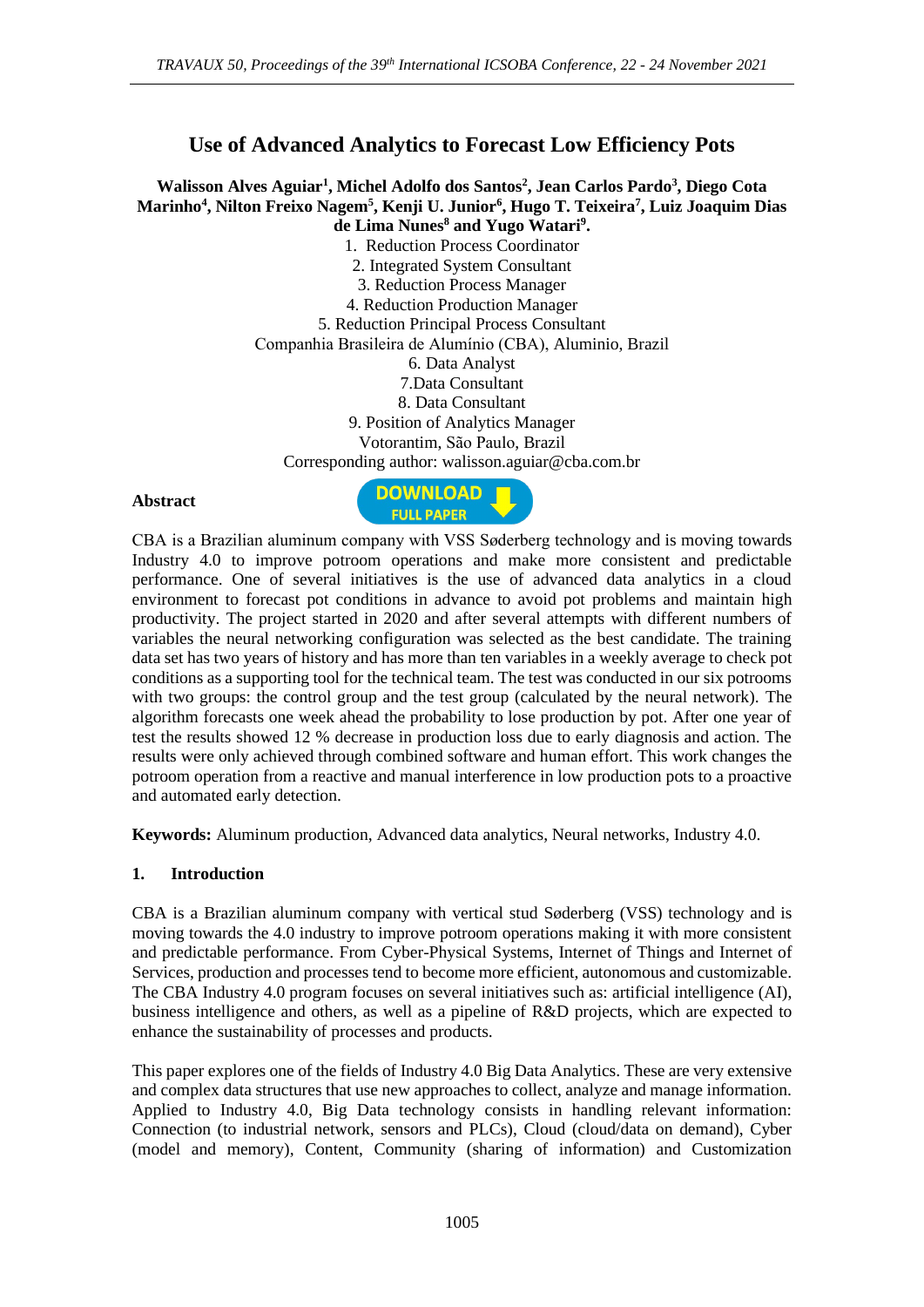# Use of Advanced Analytics to Forecast Low Efficiency Pots

**Walisson Alves Aguiar[1], Michel Adolfo dos Santos[2], Jean Carlos Pardo[3], Diego Cota Marinho[4], Nilton Freixo Nagem[5], Kenji U. Junior[6], Hugo T. Teixeira[7], Luiz Joaquim Dias de Lima Nunes[8] and Yugo Watari[9].**

1. Reduction Process Coordinator
2. Integrated System Consultant
3. Reduction Process Manager
4. Reduction Production Manager
5. Reduction Principal Process Consultant

Companhia Brasileira de Alumínio (CBA), Aluminio, Brazil

6. Data Analyst
7. Data Consultant
8. Data Consultant
9. Position of Analytics Manager

Votorantim, São Paulo, Brazil

Corresponding author: walisson.aguiar@cba.com.br

**Abstract**

CBA is a Brazilian aluminum company with VSS Søderberg technology and is moving towards Industry 4.0 to improve potroom operations and make more consistent and predictable performance. One of several initiatives is the use of advanced data analytics in a cloud environment to forecast pot conditions in advance to avoid pot problems and maintain high productivity. The project started in 2020 and after several attempts with different numbers of variables the neural networking configuration was selected as the best candidate. The training data set has two years of history and has more than ten variables in a weekly average to check pot conditions as a supporting tool for the technical team. The test was conducted in our six potrooms with two groups: the control group and the test group (calculated by the neural network). The algorithm forecasts one week ahead the probability to lose production by pot. After one year of test the results showed 12 % decrease in production loss due to early diagnosis and action. The results were only achieved through combined software and human effort. This work changes the potroom operation from a reactive and manual interference in low production pots to a proactive and automated early detection.

**Keywords:** Aluminum production, Advanced data analytics, Neural networks, Industry 4.0.

## 1. Introduction

CBA is a Brazilian aluminum company with vertical stud Søderberg (VSS) technology and is moving towards the 4.0 industry to improve potroom operations making it with more consistent and predictable performance. From Cyber-Physical Systems, Internet of Things and Internet of Services, production and processes tend to become more efficient, autonomous and customizable. The CBA Industry 4.0 program focuses on several initiatives such as: artificial intelligence (AI), business intelligence and others, as well as a pipeline of R&D projects, which are expected to enhance the sustainability of processes and products.

This paper explores one of the fields of Industry 4.0 Big Data Analytics. These are very extensive and complex data structures that use new approaches to collect, analyze and manage information. Applied to Industry 4.0, Big Data technology consists in handling relevant information: Connection (to industrial network, sensors and PLCs), Cloud (cloud/data on demand), Cyber (model and memory), Content, Community (sharing of information) and Customization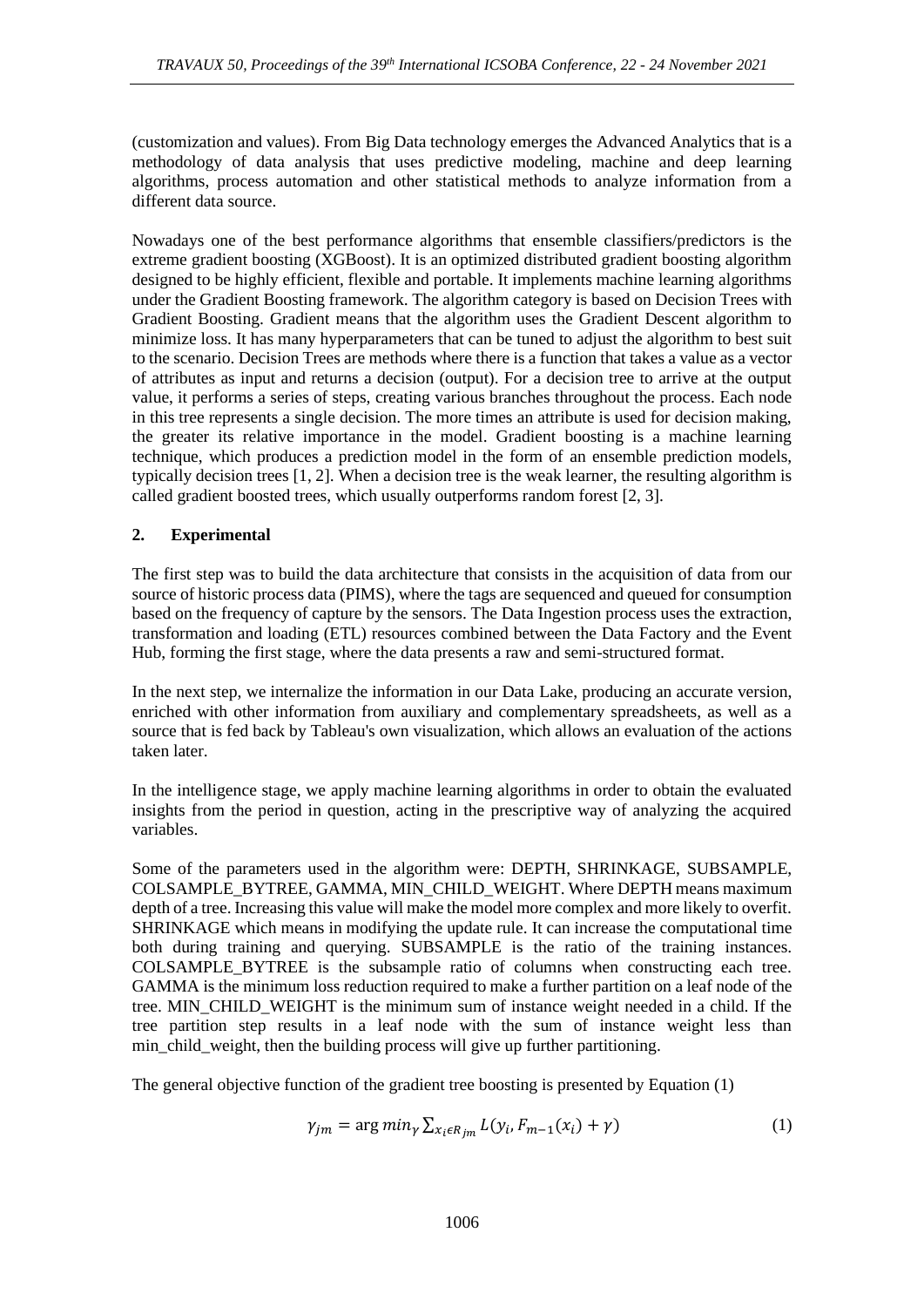(customization and values). From Big Data technology emerges the Advanced Analytics that is a methodology of data analysis that uses predictive modeling, machine and deep learning algorithms, process automation and other statistical methods to analyze information from a different data source.

Nowadays one of the best performance algorithms that ensemble classifiers/predictors is the extreme gradient boosting (XGBoost). It is an optimized distributed gradient boosting algorithm designed to be highly efficient, flexible and portable. It implements machine learning algorithms under the Gradient Boosting framework. The algorithm category is based on Decision Trees with Gradient Boosting. Gradient means that the algorithm uses the Gradient Descent algorithm to minimize loss. It has many hyperparameters that can be tuned to adjust the algorithm to best suit to the scenario. Decision Trees are methods where there is a function that takes a value as a vector of attributes as input and returns a decision (output). For a decision tree to arrive at the output value, it performs a series of steps, creating various branches throughout the process. Each node in this tree represents a single decision. The more times an attribute is used for decision making, the greater its relative importance in the model. Gradient boosting is a machine learning technique, which produces a prediction model in the form of an ensemble prediction models, typically decision trees [1, 2]. When a decision tree is the weak learner, the resulting algorithm is called gradient boosted trees, which usually outperforms random forest [2, 3].

## 2. Experimental

The first step was to build the data architecture that consists in the acquisition of data from our source of historic process data (PIMS), where the tags are sequenced and queued for consumption based on the frequency of capture by the sensors. The Data Ingestion process uses the extraction, transformation and loading (ETL) resources combined between the Data Factory and the Event Hub, forming the first stage, where the data presents a raw and semi-structured format.

In the next step, we internalize the information in our Data Lake, producing an accurate version, enriched with other information from auxiliary and complementary spreadsheets, as well as a source that is fed back by Tableau's own visualization, which allows an evaluation of the actions taken later.

In the intelligence stage, we apply machine learning algorithms in order to obtain the evaluated insights from the period in question, acting in the prescriptive way of analyzing the acquired variables.

Some of the parameters used in the algorithm were: DEPTH, SHRINKAGE, SUBSAMPLE, COLSAMPLE_BYTREE, GAMMA, MIN_CHILD_WEIGHT. Where DEPTH means maximum depth of a tree. Increasing this value will make the model more complex and more likely to overfit. SHRINKAGE which means in modifying the update rule. It can increase the computational time both during training and querying. SUBSAMPLE is the ratio of the training instances. COLSAMPLE_BYTREE is the subsample ratio of columns when constructing each tree. GAMMA is the minimum loss reduction required to make a further partition on a leaf node of the tree. MIN_CHILD_WEIGHT is the minimum sum of instance weight needed in a child. If the tree partition step results in a leaf node with the sum of instance weight less than min_child_weight, then the building process will give up further partitioning.

The general objective function of the gradient tree boosting is presented by Equation (1)

$$\gamma_{jm} = \arg min_{\gamma} \sum_{x_i \epsilon R_{jm}} L(y_i, F_{m-1}(x_i) + \gamma) \tag{1}$$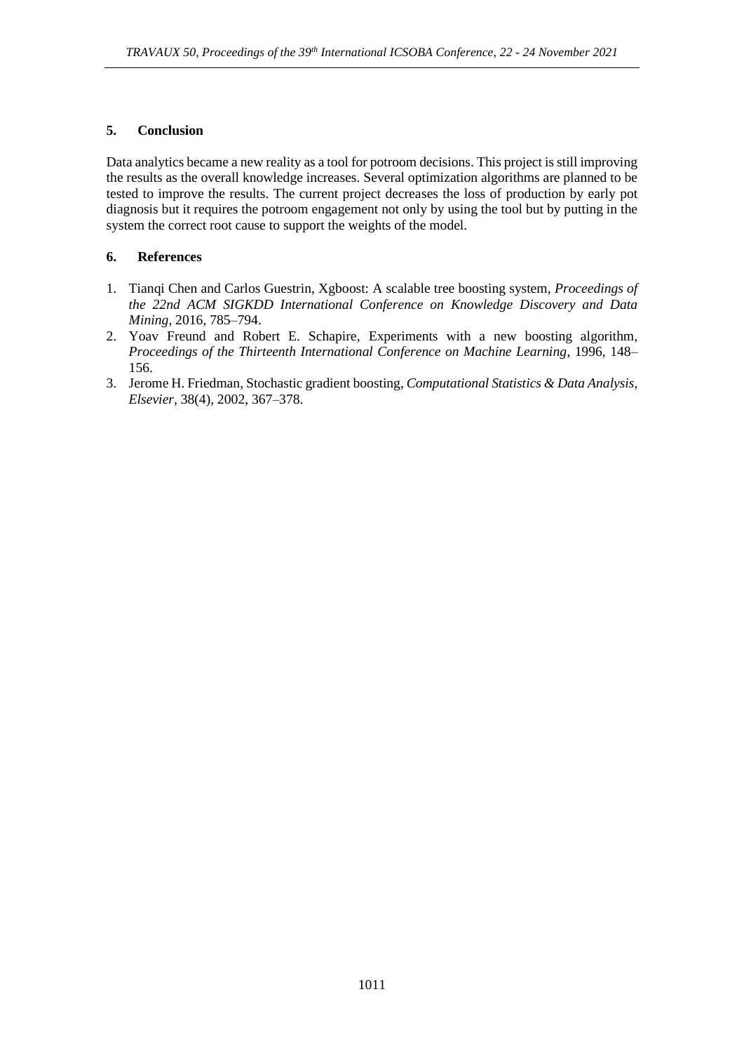## 5. Conclusion

Data analytics became a new reality as a tool for potroom decisions. This project is still improving the results as the overall knowledge increases. Several optimization algorithms are planned to be tested to improve the results. The current project decreases the loss of production by early pot diagnosis but it requires the potroom engagement not only by using the tool but by putting in the system the correct root cause to support the weights of the model.

## 6. References

1. Tianqi Chen and Carlos Guestrin, Xgboost: A scalable tree boosting system, *Proceedings of the 22nd ACM SIGKDD International Conference on Knowledge Discovery and Data Mining*, 2016, 785–794.
2. Yoav Freund and Robert E. Schapire, Experiments with a new boosting algorithm, *Proceedings of the Thirteenth International Conference on Machine Learning*, 1996, 148–156.
3. Jerome H. Friedman, Stochastic gradient boosting, *Computational Statistics & Data Analysis, Elsevier*, 38(4), 2002, 367–378.